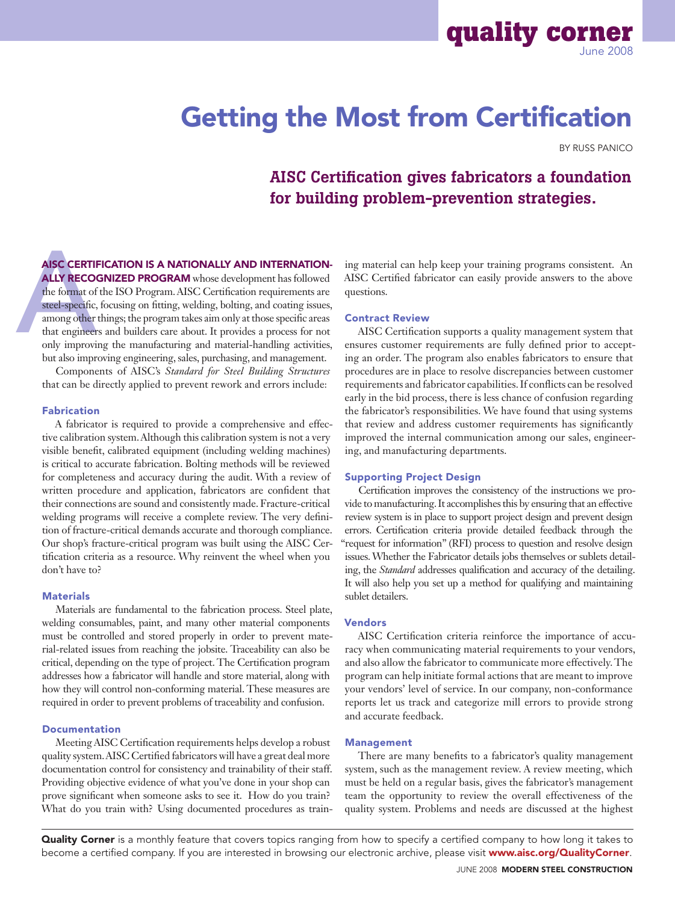# Getting the Most from Certification

BY RUSS PANICO

## AISC Certification gives fabricators a foundation for building problem-prevention strategies.

**AISC CERTIFICATION IS A NATIONALLY AND INTERNATIONALLY RECOGNIZED PROGRAM** whose development has followed the format of the ISO Program. AISC Certification requirements are steel-specific, focusing on fitting, welding, bolting, and coating issues, among other things; the program takes aim only at those specific areas that engineers and builders care about. It provides a process for not only improving the manufacturing and material-handling activities, but also improving engineering, sales, purchasing, and management.

Components of AISC's *Standard for Steel Building Structures* that can be directly applied to prevent rework and errors include:

### Fabrication

A fabricator is required to provide a comprehensive and effective calibration system. Although this calibration system is not a very visible benefit, calibrated equipment (including welding machines) is critical to accurate fabrication. Bolting methods will be reviewed for completeness and accuracy during the audit. With a review of written procedure and application, fabricators are confident that their connections are sound and consistently made. Fracture-critical welding programs will receive a complete review. The very definition of fracture-critical demands accurate and thorough compliance. Our shop's fracture-critical program was built using the AISC Certification criteria as a resource. Why reinvent the wheel when you don't have to?

### Materials

Materials are fundamental to the fabrication process. Steel plate, welding consumables, paint, and many other material components must be controlled and stored properly in order to prevent material-related issues from reaching the jobsite. Traceability can also be critical, depending on the type of project. The Certification program addresses how a fabricator will handle and store material, along with how they will control non-conforming material. These measures are required in order to prevent problems of traceability and confusion.

### Documentation

Meeting AISC Certification requirements helps develop a robust quality system. AISC Certified fabricators will have a great deal more documentation control for consistency and trainability of their staff. Providing objective evidence of what you've done in your shop can prove significant when someone asks to see it. How do you train? What do you train with? Using documented procedures as training material can help keep your training programs consistent. An AISC Certified fabricator can easily provide answers to the above questions.

### Contract Review

AISC Certification supports a quality management system that ensures customer requirements are fully defined prior to accepting an order. The program also enables fabricators to ensure that procedures are in place to resolve discrepancies between customer requirements and fabricator capabilities. If conflicts can be resolved early in the bid process, there is less chance of confusion regarding the fabricator's responsibilities. We have found that using systems that review and address customer requirements has significantly improved the internal communication among our sales, engineering, and manufacturing departments.

### Supporting Project Design

Certification improves the consistency of the instructions we provide to manufacturing. It accomplishes this by ensuring that an effective review system is in place to support project design and prevent design errors. Certification criteria provide detailed feedback through the "request for information" (RFI) process to question and resolve design issues. Whether the Fabricator details jobs themselves or sublets detailing, the *Standard* addresses qualification and accuracy of the detailing. It will also help you set up a method for qualifying and maintaining sublet detailers.

### Vendors

AISC Certification criteria reinforce the importance of accuracy when communicating material requirements to your vendors, and also allow the fabricator to communicate more effectively. The program can help initiate formal actions that are meant to improve your vendors' level of service. In our company, non-conformance reports let us track and categorize mill errors to provide strong and accurate feedback.

### Management

There are many benefits to a fabricator's quality management system, such as the management review. A review meeting, which must be held on a regular basis, gives the fabricator's management team the opportunity to review the overall effectiveness of the quality system. Problems and needs are discussed at the highest

**Quality Corner** is a monthly feature that covers topics ranging from how to specify a certified company to how long it takes to become a certified company. If you are interested in browsing our electronic archive, please visit **www.aisc.org/QualityCorner**.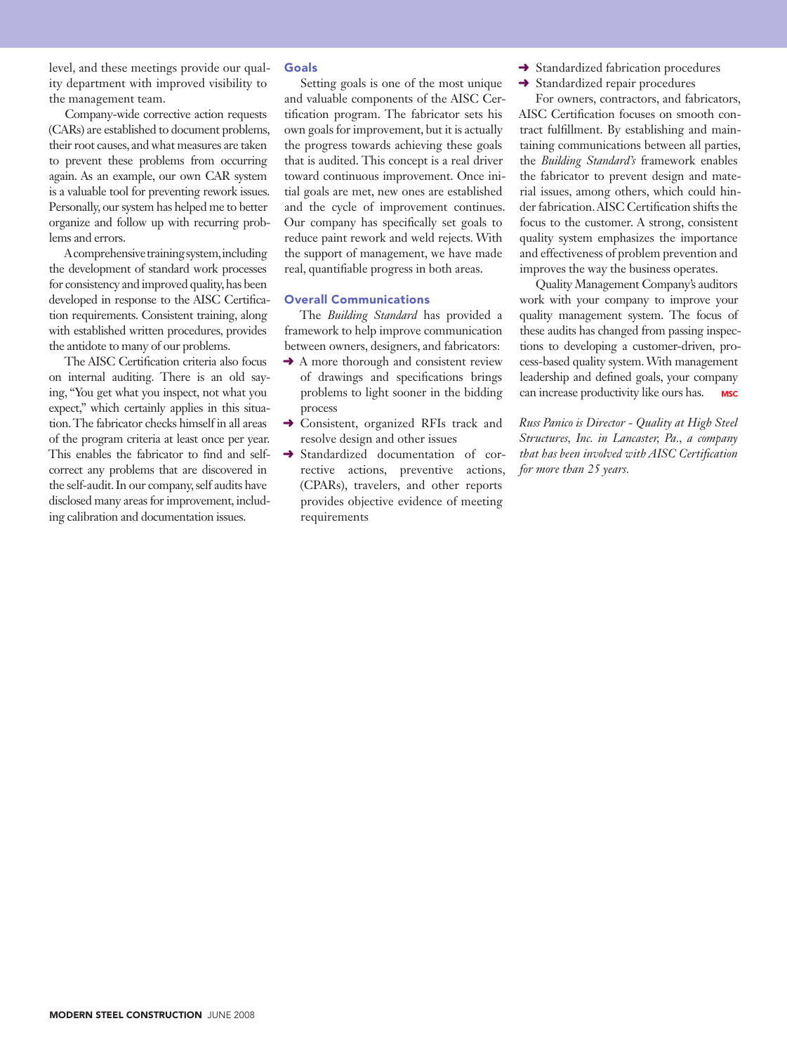level, and these meetings provide our quality department with improved visibility to the management team.

Company-wide corrective action requests (CARs) are established to document problems, their root causes, and what measures are taken to prevent these problems from occurring again. As an example, our own CAR system is a valuable tool for preventing rework issues. Personally, our system has helped me to better organize and follow up with recurring problems and errors.

A comprehensive training system, including the development of standard work processes for consistency and improved quality, has been developed in response to the AISC Certification requirements. Consistent training, along with established written procedures, provides the antidote to many of our problems.

The AISC Certification criteria also focus on internal auditing. There is an old saying, "You get what you inspect, not what you expect," which certainly applies in this situation. The fabricator checks himself in all areas of the program criteria at least once per year. This enables the fabricator to find and self-correct any problems that are discovered in the self-audit. In our company, self audits have disclosed many areas for improvement, including calibration and documentation issues.

## Goals

Setting goals is one of the most unique and valuable components of the AISC Certification program. The fabricator sets his own goals for improvement, but it is actually the progress towards achieving these goals that is audited. This concept is a real driver toward continuous improvement. Once initial goals are met, new ones are established and the cycle of improvement continues. Our company has specifically set goals to reduce paint rework and weld rejects. With the support of management, we have made real, quantifiable progress in both areas.

## Overall Communications

The *Building Standard* has provided a framework to help improve communication between owners, designers, and fabricators:

- A more thorough and consistent review of drawings and specifications brings problems to light sooner in the bidding process
- Consistent, organized RFIs track and resolve design and other issues
- Standardized documentation of corrective actions, preventive actions, (CPARs), travelers, and other reports provides objective evidence of meeting requirements
- Standardized fabrication procedures
- Standardized repair procedures

For owners, contractors, and fabricators, AISC Certification focuses on smooth contract fulfillment. By establishing and maintaining communications between all parties, the *Building Standard's* framework enables the fabricator to prevent design and material issues, among others, which could hinder fabrication. AISC Certification shifts the focus to the customer. A strong, consistent quality system emphasizes the importance and effectiveness of problem prevention and improves the way the business operates.

Quality Management Company's auditors work with your company to improve your quality management system. The focus of these audits has changed from passing inspections to developing a customer-driven, process-based quality system. With management leadership and defined goals, your company can increase productivity like ours has. MSC

*Russ Panico is Director - Quality at High Steel Structures, Inc. in Lancaster, Pa., a company that has been involved with AISC Certification for more than 25 years.*